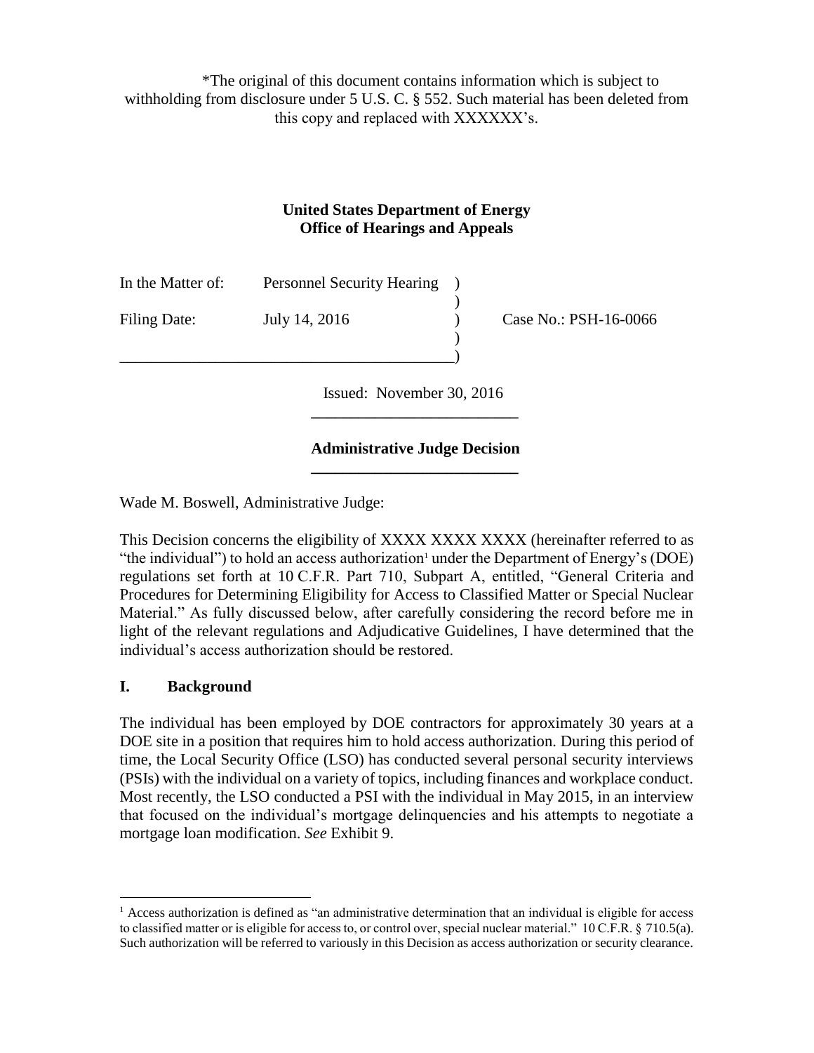*The original of this document contains information which is subject to withholding from disclosure under 5 U.S. C. § 552. Such material has been deleted from this copy and replaced with XXXXXX's.

**United States Department of Energy**
**Office of Hearings and Appeals**

| | | | |
|---|---|---|---|
| In the Matter of: | Personnel Security Hearing | ) | |
| | | ) | |
| Filing Date: | July 14, 2016 | ) | Case No.: PSH-16-0066 |
| | | ) | |
| | | ) | |

Issued: November 30, 2016

## Administrative Judge Decision

Wade M. Boswell, Administrative Judge:

This Decision concerns the eligibility of XXXX XXXX XXXX (hereinafter referred to as "the individual") to hold an access authorization[1] under the Department of Energy's (DOE) regulations set forth at 10 C.F.R. Part 710, Subpart A, entitled, "General Criteria and Procedures for Determining Eligibility for Access to Classified Matter or Special Nuclear Material." As fully discussed below, after carefully considering the record before me in light of the relevant regulations and Adjudicative Guidelines, I have determined that the individual's access authorization should be restored.

## I. Background

The individual has been employed by DOE contractors for approximately 30 years at a DOE site in a position that requires him to hold access authorization. During this period of time, the Local Security Office (LSO) has conducted several personal security interviews (PSIs) with the individual on a variety of topics, including finances and workplace conduct. Most recently, the LSO conducted a PSI with the individual in May 2015, in an interview that focused on the individual's mortgage delinquencies and his attempts to negotiate a mortgage loan modification. *See* Exhibit 9.

[1] Access authorization is defined as "an administrative determination that an individual is eligible for access to classified matter or is eligible for access to, or control over, special nuclear material." 10 C.F.R. § 710.5(a). Such authorization will be referred to variously in this Decision as access authorization or security clearance.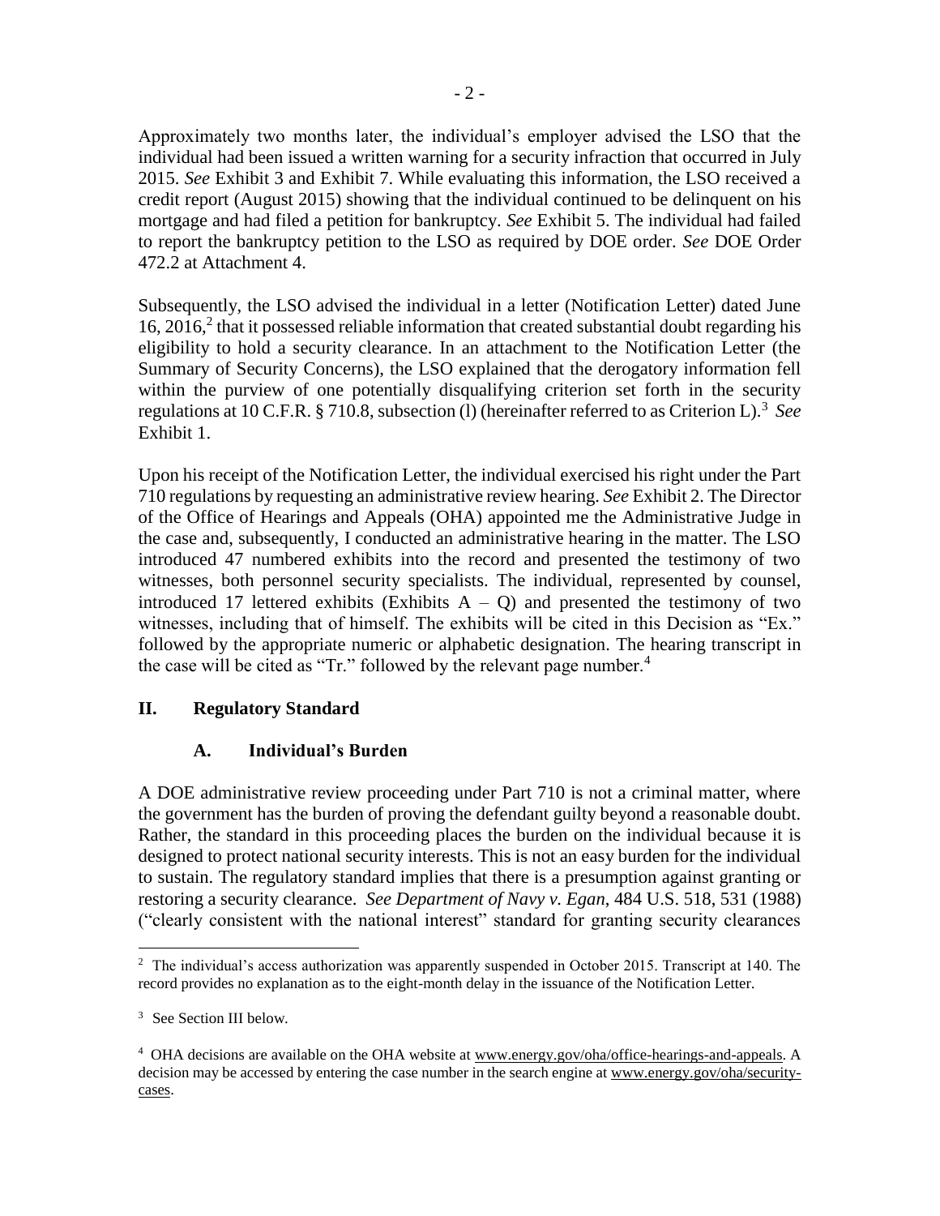Approximately two months later, the individual's employer advised the LSO that the individual had been issued a written warning for a security infraction that occurred in July 2015. *See* Exhibit 3 and Exhibit 7. While evaluating this information, the LSO received a credit report (August 2015) showing that the individual continued to be delinquent on his mortgage and had filed a petition for bankruptcy. *See* Exhibit 5. The individual had failed to report the bankruptcy petition to the LSO as required by DOE order. *See* DOE Order 472.2 at Attachment 4.

Subsequently, the LSO advised the individual in a letter (Notification Letter) dated June 16, 2016,[2] that it possessed reliable information that created substantial doubt regarding his eligibility to hold a security clearance. In an attachment to the Notification Letter (the Summary of Security Concerns), the LSO explained that the derogatory information fell within the purview of one potentially disqualifying criterion set forth in the security regulations at 10 C.F.R. § 710.8, subsection (l) (hereinafter referred to as Criterion L).[3] *See* Exhibit 1.

Upon his receipt of the Notification Letter, the individual exercised his right under the Part 710 regulations by requesting an administrative review hearing. *See* Exhibit 2. The Director of the Office of Hearings and Appeals (OHA) appointed me the Administrative Judge in the case and, subsequently, I conducted an administrative hearing in the matter. The LSO introduced 47 numbered exhibits into the record and presented the testimony of two witnesses, both personnel security specialists. The individual, represented by counsel, introduced 17 lettered exhibits (Exhibits A – Q) and presented the testimony of two witnesses, including that of himself. The exhibits will be cited in this Decision as "Ex." followed by the appropriate numeric or alphabetic designation. The hearing transcript in the case will be cited as "Tr." followed by the relevant page number.[4]

## II. Regulatory Standard

### A. Individual's Burden

A DOE administrative review proceeding under Part 710 is not a criminal matter, where the government has the burden of proving the defendant guilty beyond a reasonable doubt. Rather, the standard in this proceeding places the burden on the individual because it is designed to protect national security interests. This is not an easy burden for the individual to sustain. The regulatory standard implies that there is a presumption against granting or restoring a security clearance. *See Department of Navy v. Egan*, 484 U.S. 518, 531 (1988) ("clearly consistent with the national interest" standard for granting security clearances

---

[2] The individual's access authorization was apparently suspended in October 2015. Transcript at 140. The record provides no explanation as to the eight-month delay in the issuance of the Notification Letter.

[3] See Section III below.

[4] OHA decisions are available on the OHA website at www.energy.gov/oha/office-hearings-and-appeals. A decision may be accessed by entering the case number in the search engine at www.energy.gov/oha/security-cases.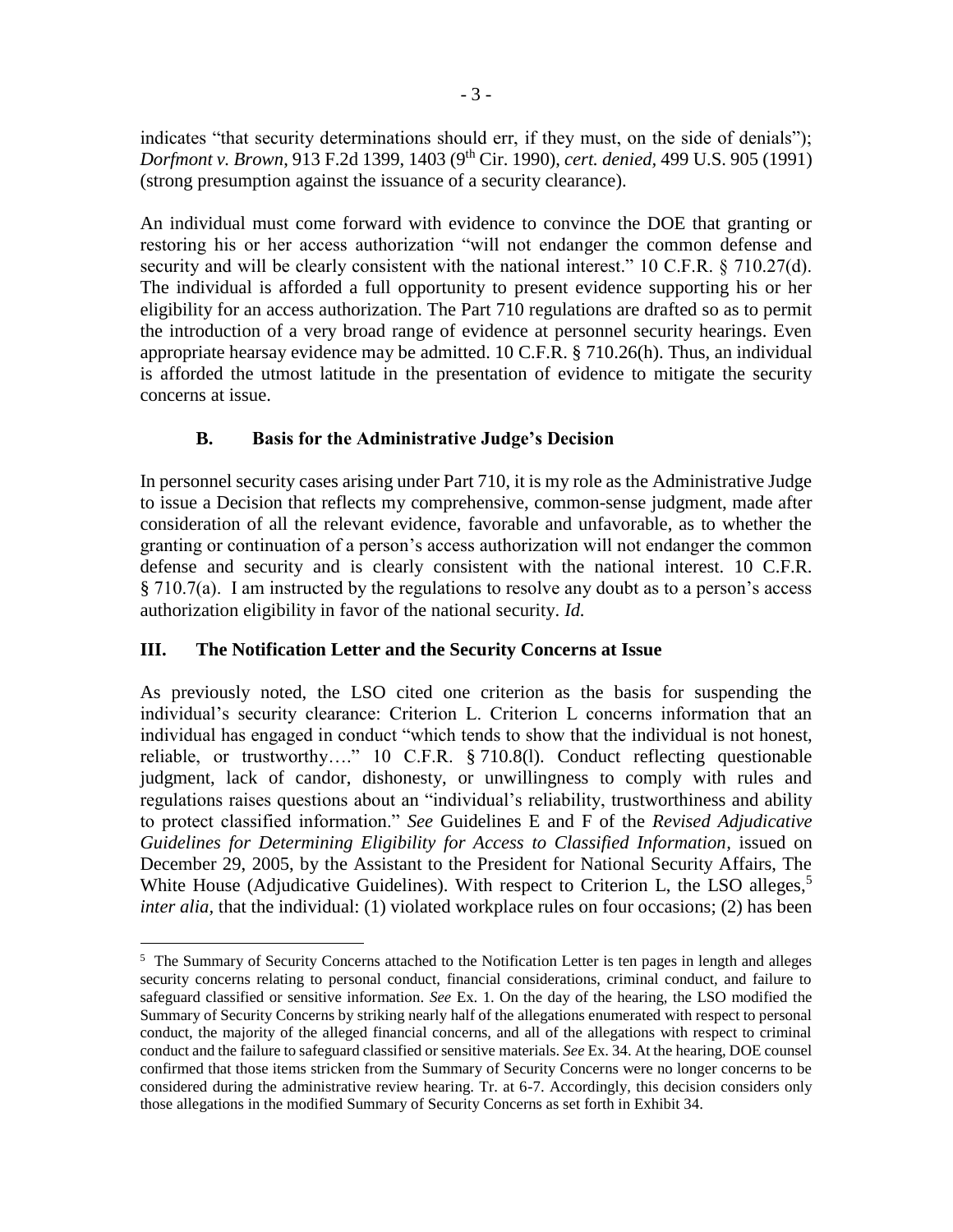indicates "that security determinations should err, if they must, on the side of denials"); *Dorfmont v. Brown*, 913 F.2d 1399, 1403 (9th Cir. 1990), *cert. denied*, 499 U.S. 905 (1991) (strong presumption against the issuance of a security clearance).

An individual must come forward with evidence to convince the DOE that granting or restoring his or her access authorization "will not endanger the common defense and security and will be clearly consistent with the national interest." 10 C.F.R. § 710.27(d). The individual is afforded a full opportunity to present evidence supporting his or her eligibility for an access authorization. The Part 710 regulations are drafted so as to permit the introduction of a very broad range of evidence at personnel security hearings. Even appropriate hearsay evidence may be admitted. 10 C.F.R. § 710.26(h). Thus, an individual is afforded the utmost latitude in the presentation of evidence to mitigate the security concerns at issue.

### B. Basis for the Administrative Judge's Decision

In personnel security cases arising under Part 710, it is my role as the Administrative Judge to issue a Decision that reflects my comprehensive, common-sense judgment, made after consideration of all the relevant evidence, favorable and unfavorable, as to whether the granting or continuation of a person's access authorization will not endanger the common defense and security and is clearly consistent with the national interest. 10 C.F.R. § 710.7(a). I am instructed by the regulations to resolve any doubt as to a person's access authorization eligibility in favor of the national security. *Id.*

## III. The Notification Letter and the Security Concerns at Issue

As previously noted, the LSO cited one criterion as the basis for suspending the individual's security clearance: Criterion L. Criterion L concerns information that an individual has engaged in conduct "which tends to show that the individual is not honest, reliable, or trustworthy…." 10 C.F.R. § 710.8(l). Conduct reflecting questionable judgment, lack of candor, dishonesty, or unwillingness to comply with rules and regulations raises questions about an "individual's reliability, trustworthiness and ability to protect classified information." *See* Guidelines E and F of the *Revised Adjudicative Guidelines for Determining Eligibility for Access to Classified Information*, issued on December 29, 2005, by the Assistant to the President for National Security Affairs, The White House (Adjudicative Guidelines). With respect to Criterion L, the LSO alleges,[5] *inter alia*, that the individual: (1) violated workplace rules on four occasions; (2) has been

[5] The Summary of Security Concerns attached to the Notification Letter is ten pages in length and alleges security concerns relating to personal conduct, financial considerations, criminal conduct, and failure to safeguard classified or sensitive information. *See* Ex. 1. On the day of the hearing, the LSO modified the Summary of Security Concerns by striking nearly half of the allegations enumerated with respect to personal conduct, the majority of the alleged financial concerns, and all of the allegations with respect to criminal conduct and the failure to safeguard classified or sensitive materials. *See* Ex. 34. At the hearing, DOE counsel confirmed that those items stricken from the Summary of Security Concerns were no longer concerns to be considered during the administrative review hearing. Tr. at 6-7. Accordingly, this decision considers only those allegations in the modified Summary of Security Concerns as set forth in Exhibit 34.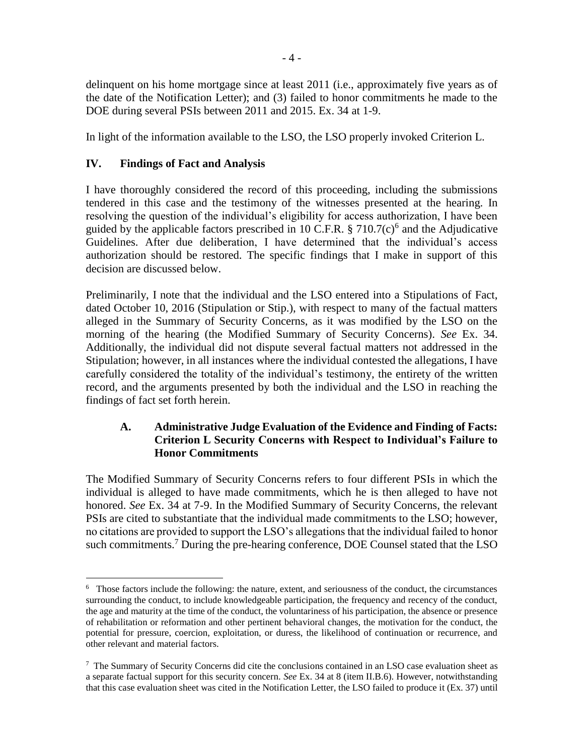delinquent on his home mortgage since at least 2011 (i.e., approximately five years as of the date of the Notification Letter); and (3) failed to honor commitments he made to the DOE during several PSIs between 2011 and 2015. Ex. 34 at 1-9.

In light of the information available to the LSO, the LSO properly invoked Criterion L.

## IV. Findings of Fact and Analysis

I have thoroughly considered the record of this proceeding, including the submissions tendered in this case and the testimony of the witnesses presented at the hearing. In resolving the question of the individual's eligibility for access authorization, I have been guided by the applicable factors prescribed in 10 C.F.R. § 710.7(c)[6] and the Adjudicative Guidelines. After due deliberation, I have determined that the individual's access authorization should be restored. The specific findings that I make in support of this decision are discussed below.

Preliminarily, I note that the individual and the LSO entered into a Stipulations of Fact, dated October 10, 2016 (Stipulation or Stip.), with respect to many of the factual matters alleged in the Summary of Security Concerns, as it was modified by the LSO on the morning of the hearing (the Modified Summary of Security Concerns). *See* Ex. 34. Additionally, the individual did not dispute several factual matters not addressed in the Stipulation; however, in all instances where the individual contested the allegations, I have carefully considered the totality of the individual's testimony, the entirety of the written record, and the arguments presented by both the individual and the LSO in reaching the findings of fact set forth herein.

### A. Administrative Judge Evaluation of the Evidence and Finding of Facts: Criterion L Security Concerns with Respect to Individual's Failure to Honor Commitments

The Modified Summary of Security Concerns refers to four different PSIs in which the individual is alleged to have made commitments, which he is then alleged to have not honored. *See* Ex. 34 at 7-9. In the Modified Summary of Security Concerns, the relevant PSIs are cited to substantiate that the individual made commitments to the LSO; however, no citations are provided to support the LSO's allegations that the individual failed to honor such commitments.[7] During the pre-hearing conference, DOE Counsel stated that the LSO

---

[6] Those factors include the following: the nature, extent, and seriousness of the conduct, the circumstances surrounding the conduct, to include knowledgeable participation, the frequency and recency of the conduct, the age and maturity at the time of the conduct, the voluntariness of his participation, the absence or presence of rehabilitation or reformation and other pertinent behavioral changes, the motivation for the conduct, the potential for pressure, coercion, exploitation, or duress, the likelihood of continuation or recurrence, and other relevant and material factors.

[7] The Summary of Security Concerns did cite the conclusions contained in an LSO case evaluation sheet as a separate factual support for this security concern. *See* Ex. 34 at 8 (item II.B.6). However, notwithstanding that this case evaluation sheet was cited in the Notification Letter, the LSO failed to produce it (Ex. 37) until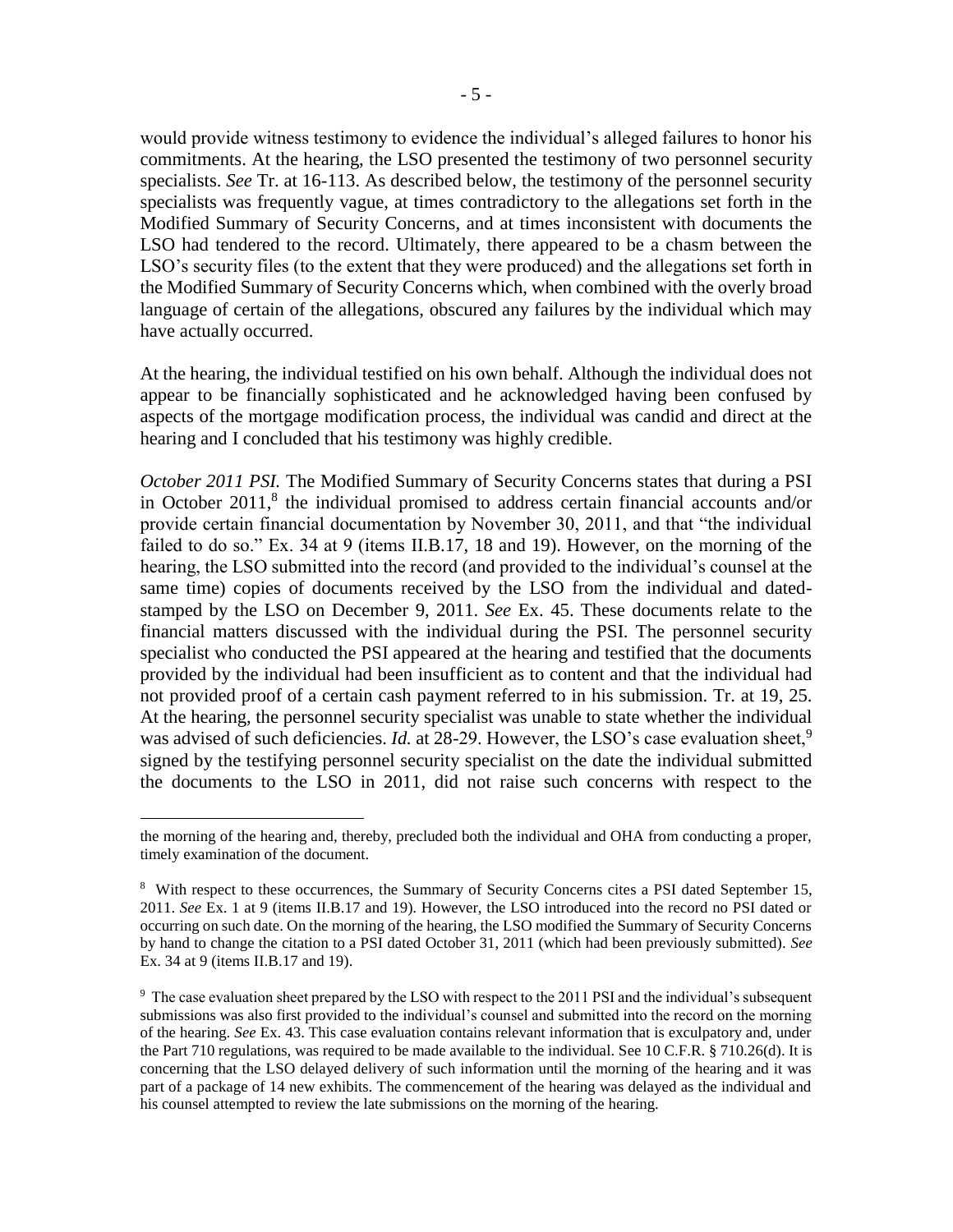would provide witness testimony to evidence the individual's alleged failures to honor his commitments. At the hearing, the LSO presented the testimony of two personnel security specialists. *See* Tr. at 16-113. As described below, the testimony of the personnel security specialists was frequently vague, at times contradictory to the allegations set forth in the Modified Summary of Security Concerns, and at times inconsistent with documents the LSO had tendered to the record. Ultimately, there appeared to be a chasm between the LSO's security files (to the extent that they were produced) and the allegations set forth in the Modified Summary of Security Concerns which, when combined with the overly broad language of certain of the allegations, obscured any failures by the individual which may have actually occurred.

At the hearing, the individual testified on his own behalf. Although the individual does not appear to be financially sophisticated and he acknowledged having been confused by aspects of the mortgage modification process, the individual was candid and direct at the hearing and I concluded that his testimony was highly credible.

*October 2011 PSI.* The Modified Summary of Security Concerns states that during a PSI in October 2011,[8] the individual promised to address certain financial accounts and/or provide certain financial documentation by November 30, 2011, and that "the individual failed to do so." Ex. 34 at 9 (items II.B.17, 18 and 19). However, on the morning of the hearing, the LSO submitted into the record (and provided to the individual's counsel at the same time) copies of documents received by the LSO from the individual and dated-stamped by the LSO on December 9, 2011. *See* Ex. 45. These documents relate to the financial matters discussed with the individual during the PSI. The personnel security specialist who conducted the PSI appeared at the hearing and testified that the documents provided by the individual had been insufficient as to content and that the individual had not provided proof of a certain cash payment referred to in his submission. Tr. at 19, 25. At the hearing, the personnel security specialist was unable to state whether the individual was advised of such deficiencies. *Id.* at 28-29. However, the LSO's case evaluation sheet,[9] signed by the testifying personnel security specialist on the date the individual submitted the documents to the LSO in 2011, did not raise such concerns with respect to the

---

the morning of the hearing and, thereby, precluded both the individual and OHA from conducting a proper, timely examination of the document.

[8] With respect to these occurrences, the Summary of Security Concerns cites a PSI dated September 15, 2011. *See* Ex. 1 at 9 (items II.B.17 and 19). However, the LSO introduced into the record no PSI dated or occurring on such date. On the morning of the hearing, the LSO modified the Summary of Security Concerns by hand to change the citation to a PSI dated October 31, 2011 (which had been previously submitted). *See* Ex. 34 at 9 (items II.B.17 and 19).

[9] The case evaluation sheet prepared by the LSO with respect to the 2011 PSI and the individual's subsequent submissions was also first provided to the individual's counsel and submitted into the record on the morning of the hearing. *See* Ex. 43. This case evaluation contains relevant information that is exculpatory and, under the Part 710 regulations, was required to be made available to the individual. See 10 C.F.R. § 710.26(d). It is concerning that the LSO delayed delivery of such information until the morning of the hearing and it was part of a package of 14 new exhibits. The commencement of the hearing was delayed as the individual and his counsel attempted to review the late submissions on the morning of the hearing.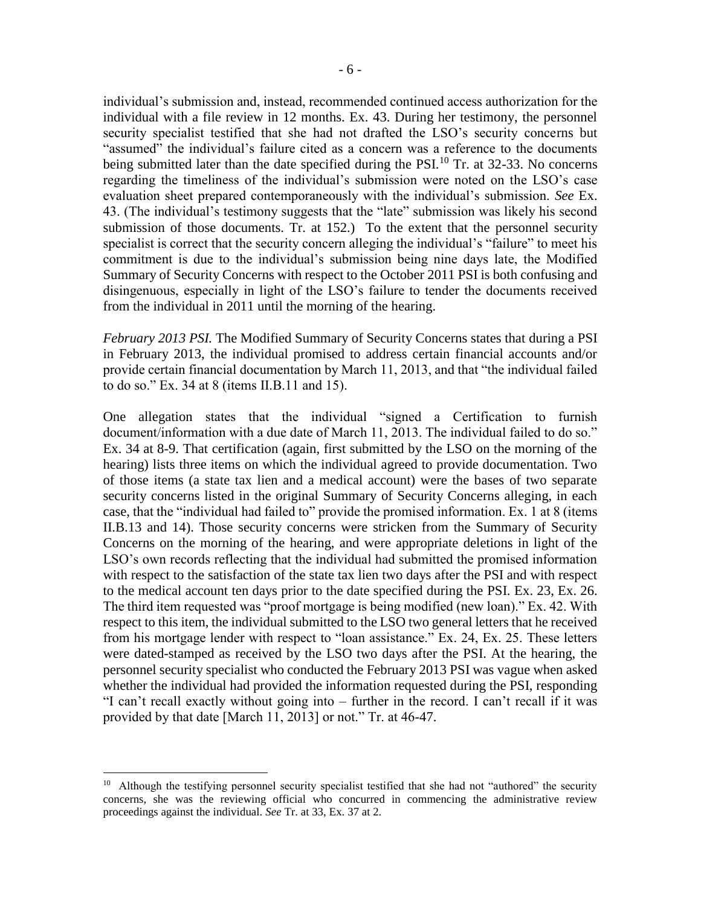individual's submission and, instead, recommended continued access authorization for the individual with a file review in 12 months. Ex. 43. During her testimony, the personnel security specialist testified that she had not drafted the LSO's security concerns but "assumed" the individual's failure cited as a concern was a reference to the documents being submitted later than the date specified during the PSI.[10] Tr. at 32-33. No concerns regarding the timeliness of the individual's submission were noted on the LSO's case evaluation sheet prepared contemporaneously with the individual's submission. *See* Ex. 43. (The individual's testimony suggests that the "late" submission was likely his second submission of those documents. Tr. at 152.) To the extent that the personnel security specialist is correct that the security concern alleging the individual's "failure" to meet his commitment is due to the individual's submission being nine days late, the Modified Summary of Security Concerns with respect to the October 2011 PSI is both confusing and disingenuous, especially in light of the LSO's failure to tender the documents received from the individual in 2011 until the morning of the hearing.

*February 2013 PSI.* The Modified Summary of Security Concerns states that during a PSI in February 2013, the individual promised to address certain financial accounts and/or provide certain financial documentation by March 11, 2013, and that "the individual failed to do so." Ex. 34 at 8 (items II.B.11 and 15).

One allegation states that the individual "signed a Certification to furnish document/information with a due date of March 11, 2013. The individual failed to do so." Ex. 34 at 8-9. That certification (again, first submitted by the LSO on the morning of the hearing) lists three items on which the individual agreed to provide documentation. Two of those items (a state tax lien and a medical account) were the bases of two separate security concerns listed in the original Summary of Security Concerns alleging, in each case, that the "individual had failed to" provide the promised information. Ex. 1 at 8 (items II.B.13 and 14). Those security concerns were stricken from the Summary of Security Concerns on the morning of the hearing, and were appropriate deletions in light of the LSO's own records reflecting that the individual had submitted the promised information with respect to the satisfaction of the state tax lien two days after the PSI and with respect to the medical account ten days prior to the date specified during the PSI. Ex. 23, Ex. 26. The third item requested was "proof mortgage is being modified (new loan)." Ex. 42. With respect to this item, the individual submitted to the LSO two general letters that he received from his mortgage lender with respect to "loan assistance." Ex. 24, Ex. 25. These letters were dated-stamped as received by the LSO two days after the PSI. At the hearing, the personnel security specialist who conducted the February 2013 PSI was vague when asked whether the individual had provided the information requested during the PSI, responding "I can't recall exactly without going into – further in the record. I can't recall if it was provided by that date [March 11, 2013] or not." Tr. at 46-47.

---

[10] Although the testifying personnel security specialist testified that she had not "authored" the security concerns, she was the reviewing official who concurred in commencing the administrative review proceedings against the individual. *See* Tr. at 33, Ex. 37 at 2.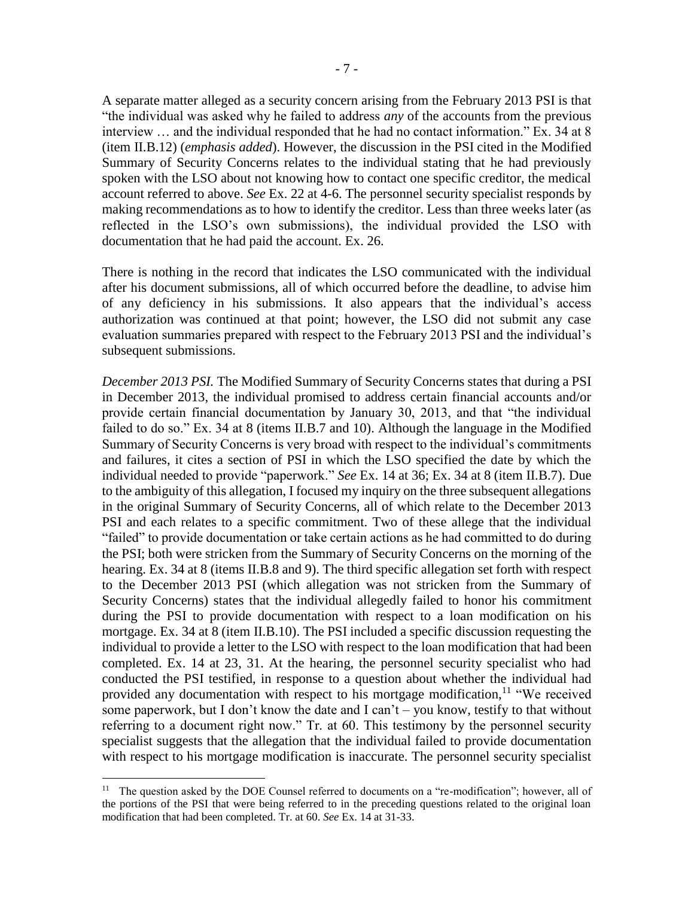A separate matter alleged as a security concern arising from the February 2013 PSI is that "the individual was asked why he failed to address *any* of the accounts from the previous interview … and the individual responded that he had no contact information." Ex. 34 at 8 (item II.B.12) (*emphasis added*). However, the discussion in the PSI cited in the Modified Summary of Security Concerns relates to the individual stating that he had previously spoken with the LSO about not knowing how to contact one specific creditor, the medical account referred to above. *See* Ex. 22 at 4-6. The personnel security specialist responds by making recommendations as to how to identify the creditor. Less than three weeks later (as reflected in the LSO's own submissions), the individual provided the LSO with documentation that he had paid the account. Ex. 26.

There is nothing in the record that indicates the LSO communicated with the individual after his document submissions, all of which occurred before the deadline, to advise him of any deficiency in his submissions. It also appears that the individual's access authorization was continued at that point; however, the LSO did not submit any case evaluation summaries prepared with respect to the February 2013 PSI and the individual's subsequent submissions.

*December 2013 PSI.* The Modified Summary of Security Concerns states that during a PSI in December 2013, the individual promised to address certain financial accounts and/or provide certain financial documentation by January 30, 2013, and that "the individual failed to do so." Ex. 34 at 8 (items II.B.7 and 10). Although the language in the Modified Summary of Security Concerns is very broad with respect to the individual's commitments and failures, it cites a section of PSI in which the LSO specified the date by which the individual needed to provide "paperwork." *See* Ex. 14 at 36; Ex. 34 at 8 (item II.B.7). Due to the ambiguity of this allegation, I focused my inquiry on the three subsequent allegations in the original Summary of Security Concerns, all of which relate to the December 2013 PSI and each relates to a specific commitment. Two of these allege that the individual "failed" to provide documentation or take certain actions as he had committed to do during the PSI; both were stricken from the Summary of Security Concerns on the morning of the hearing. Ex. 34 at 8 (items II.B.8 and 9). The third specific allegation set forth with respect to the December 2013 PSI (which allegation was not stricken from the Summary of Security Concerns) states that the individual allegedly failed to honor his commitment during the PSI to provide documentation with respect to a loan modification on his mortgage. Ex. 34 at 8 (item II.B.10). The PSI included a specific discussion requesting the individual to provide a letter to the LSO with respect to the loan modification that had been completed. Ex. 14 at 23, 31. At the hearing, the personnel security specialist who had conducted the PSI testified, in response to a question about whether the individual had provided any documentation with respect to his mortgage modification,[11] "We received some paperwork, but I don't know the date and I can't – you know, testify to that without referring to a document right now." Tr. at 60. This testimony by the personnel security specialist suggests that the allegation that the individual failed to provide documentation with respect to his mortgage modification is inaccurate. The personnel security specialist

[11] The question asked by the DOE Counsel referred to documents on a "re-modification"; however, all of the portions of the PSI that were being referred to in the preceding questions related to the original loan modification that had been completed. Tr. at 60. *See* Ex. 14 at 31-33.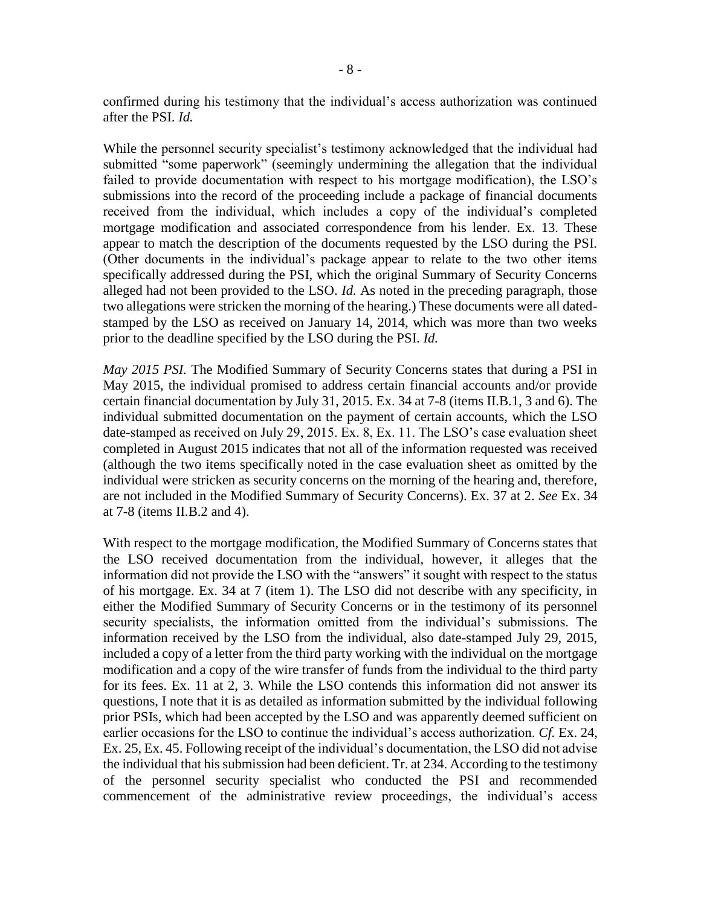confirmed during his testimony that the individual's access authorization was continued after the PSI. *Id.*

While the personnel security specialist's testimony acknowledged that the individual had submitted "some paperwork" (seemingly undermining the allegation that the individual failed to provide documentation with respect to his mortgage modification), the LSO's submissions into the record of the proceeding include a package of financial documents received from the individual, which includes a copy of the individual's completed mortgage modification and associated correspondence from his lender. Ex. 13. These appear to match the description of the documents requested by the LSO during the PSI. (Other documents in the individual's package appear to relate to the two other items specifically addressed during the PSI, which the original Summary of Security Concerns alleged had not been provided to the LSO. *Id.* As noted in the preceding paragraph, those two allegations were stricken the morning of the hearing.) These documents were all dated-stamped by the LSO as received on January 14, 2014, which was more than two weeks prior to the deadline specified by the LSO during the PSI. *Id.*

*May 2015 PSI.* The Modified Summary of Security Concerns states that during a PSI in May 2015, the individual promised to address certain financial accounts and/or provide certain financial documentation by July 31, 2015. Ex. 34 at 7-8 (items II.B.1, 3 and 6). The individual submitted documentation on the payment of certain accounts, which the LSO date-stamped as received on July 29, 2015. Ex. 8, Ex. 11. The LSO's case evaluation sheet completed in August 2015 indicates that not all of the information requested was received (although the two items specifically noted in the case evaluation sheet as omitted by the individual were stricken as security concerns on the morning of the hearing and, therefore, are not included in the Modified Summary of Security Concerns). Ex. 37 at 2. *See* Ex. 34 at 7-8 (items II.B.2 and 4).

With respect to the mortgage modification, the Modified Summary of Concerns states that the LSO received documentation from the individual, however, it alleges that the information did not provide the LSO with the "answers" it sought with respect to the status of his mortgage. Ex. 34 at 7 (item 1). The LSO did not describe with any specificity, in either the Modified Summary of Security Concerns or in the testimony of its personnel security specialists, the information omitted from the individual's submissions. The information received by the LSO from the individual, also date-stamped July 29, 2015, included a copy of a letter from the third party working with the individual on the mortgage modification and a copy of the wire transfer of funds from the individual to the third party for its fees. Ex. 11 at 2, 3. While the LSO contends this information did not answer its questions, I note that it is as detailed as information submitted by the individual following prior PSIs, which had been accepted by the LSO and was apparently deemed sufficient on earlier occasions for the LSO to continue the individual's access authorization. *Cf.* Ex. 24, Ex. 25, Ex. 45. Following receipt of the individual's documentation, the LSO did not advise the individual that his submission had been deficient. Tr. at 234. According to the testimony of the personnel security specialist who conducted the PSI and recommended commencement of the administrative review proceedings, the individual's access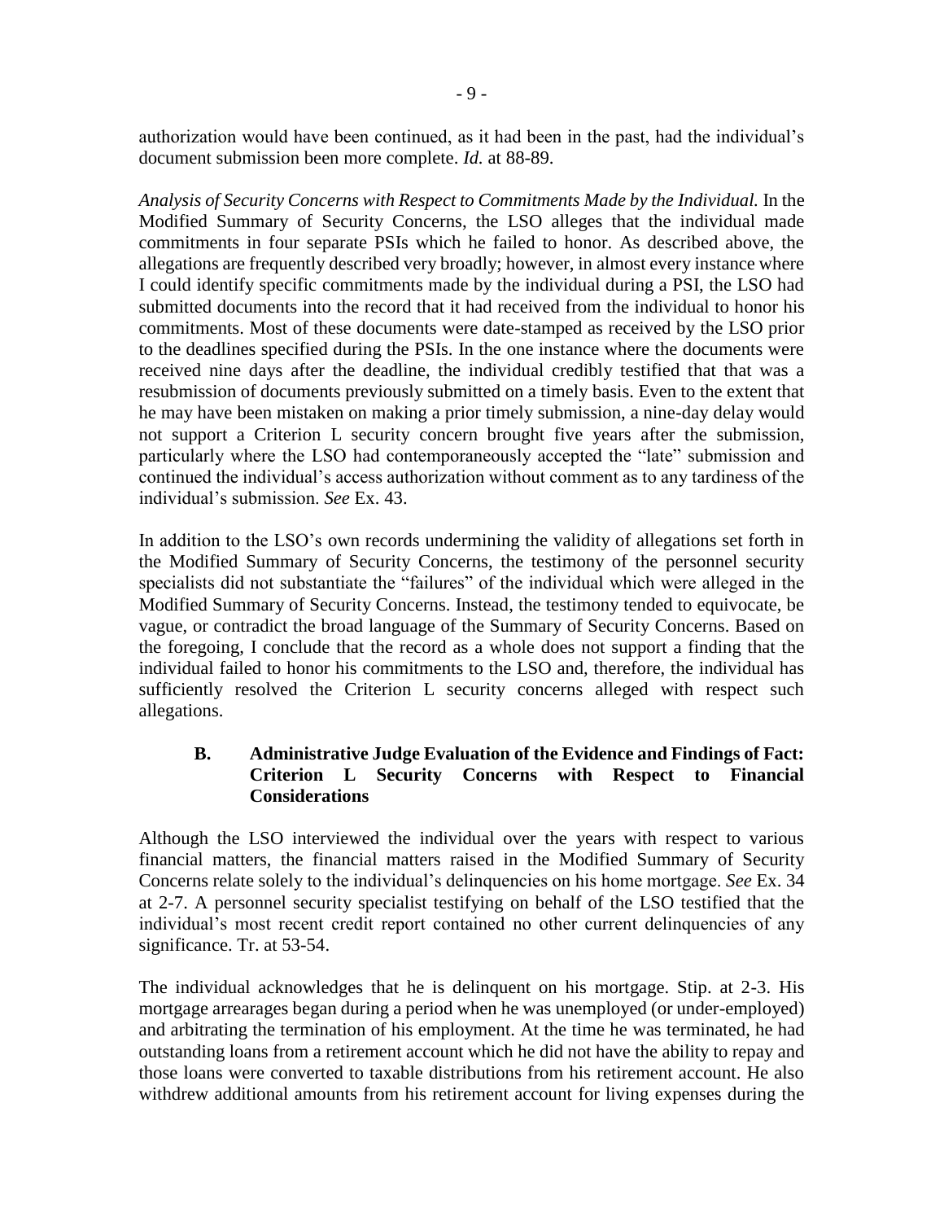authorization would have been continued, as it had been in the past, had the individual's document submission been more complete. *Id.* at 88-89.

*Analysis of Security Concerns with Respect to Commitments Made by the Individual.* In the Modified Summary of Security Concerns, the LSO alleges that the individual made commitments in four separate PSIs which he failed to honor. As described above, the allegations are frequently described very broadly; however, in almost every instance where I could identify specific commitments made by the individual during a PSI, the LSO had submitted documents into the record that it had received from the individual to honor his commitments. Most of these documents were date-stamped as received by the LSO prior to the deadlines specified during the PSIs. In the one instance where the documents were received nine days after the deadline, the individual credibly testified that that was a resubmission of documents previously submitted on a timely basis. Even to the extent that he may have been mistaken on making a prior timely submission, a nine-day delay would not support a Criterion L security concern brought five years after the submission, particularly where the LSO had contemporaneously accepted the "late" submission and continued the individual's access authorization without comment as to any tardiness of the individual's submission. *See* Ex. 43.

In addition to the LSO's own records undermining the validity of allegations set forth in the Modified Summary of Security Concerns, the testimony of the personnel security specialists did not substantiate the "failures" of the individual which were alleged in the Modified Summary of Security Concerns. Instead, the testimony tended to equivocate, be vague, or contradict the broad language of the Summary of Security Concerns. Based on the foregoing, I conclude that the record as a whole does not support a finding that the individual failed to honor his commitments to the LSO and, therefore, the individual has sufficiently resolved the Criterion L security concerns alleged with respect such allegations.

### B. Administrative Judge Evaluation of the Evidence and Findings of Fact: Criterion L Security Concerns with Respect to Financial Considerations

Although the LSO interviewed the individual over the years with respect to various financial matters, the financial matters raised in the Modified Summary of Security Concerns relate solely to the individual's delinquencies on his home mortgage. *See* Ex. 34 at 2-7. A personnel security specialist testifying on behalf of the LSO testified that the individual's most recent credit report contained no other current delinquencies of any significance. Tr. at 53-54.

The individual acknowledges that he is delinquent on his mortgage. Stip. at 2-3. His mortgage arrearages began during a period when he was unemployed (or under-employed) and arbitrating the termination of his employment. At the time he was terminated, he had outstanding loans from a retirement account which he did not have the ability to repay and those loans were converted to taxable distributions from his retirement account. He also withdrew additional amounts from his retirement account for living expenses during the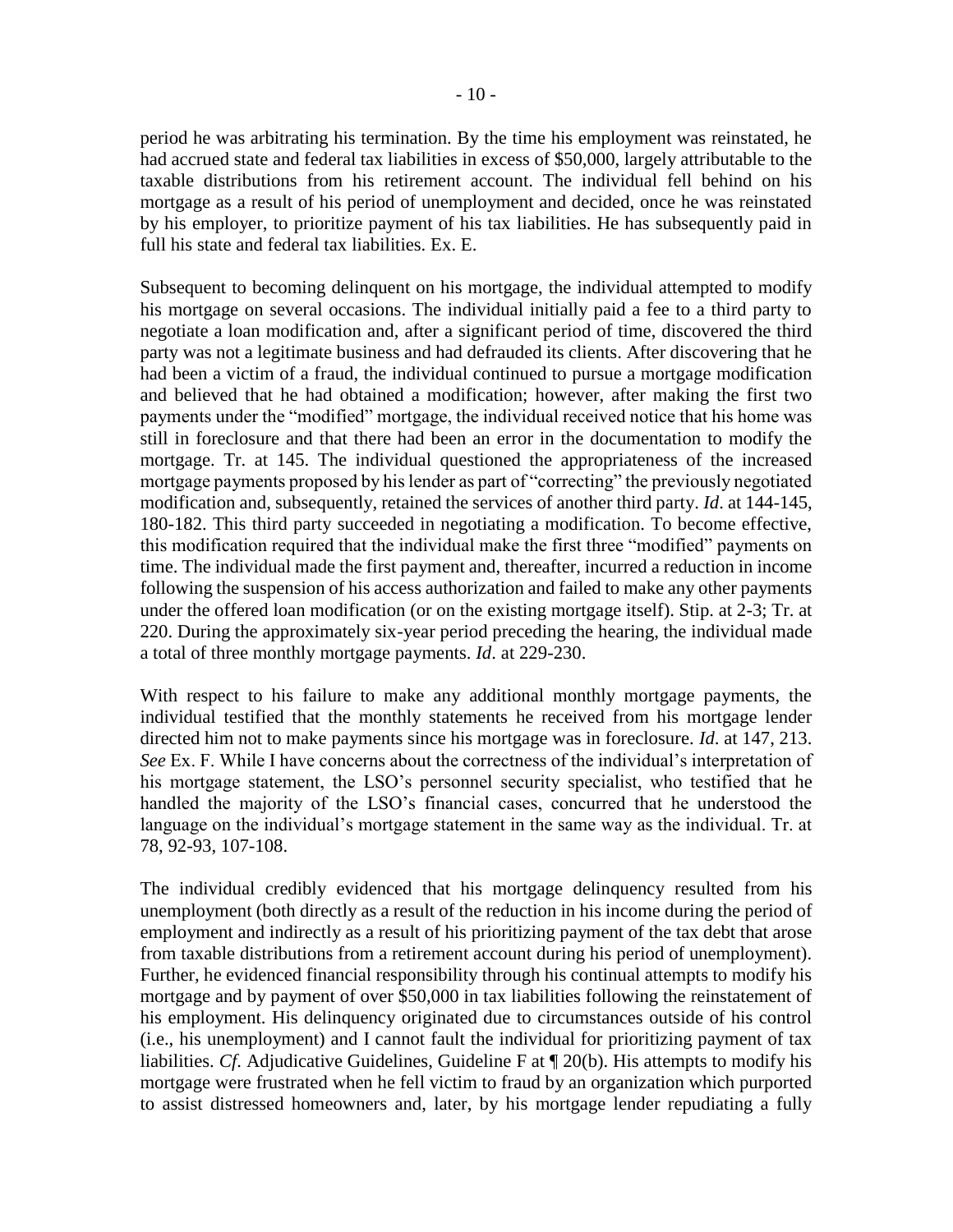period he was arbitrating his termination. By the time his employment was reinstated, he had accrued state and federal tax liabilities in excess of $50,000, largely attributable to the taxable distributions from his retirement account. The individual fell behind on his mortgage as a result of his period of unemployment and decided, once he was reinstated by his employer, to prioritize payment of his tax liabilities. He has subsequently paid in full his state and federal tax liabilities. Ex. E.

Subsequent to becoming delinquent on his mortgage, the individual attempted to modify his mortgage on several occasions. The individual initially paid a fee to a third party to negotiate a loan modification and, after a significant period of time, discovered the third party was not a legitimate business and had defrauded its clients. After discovering that he had been a victim of a fraud, the individual continued to pursue a mortgage modification and believed that he had obtained a modification; however, after making the first two payments under the "modified" mortgage, the individual received notice that his home was still in foreclosure and that there had been an error in the documentation to modify the mortgage. Tr. at 145. The individual questioned the appropriateness of the increased mortgage payments proposed by his lender as part of "correcting" the previously negotiated modification and, subsequently, retained the services of another third party. *Id*. at 144-145, 180-182. This third party succeeded in negotiating a modification. To become effective, this modification required that the individual make the first three "modified" payments on time. The individual made the first payment and, thereafter, incurred a reduction in income following the suspension of his access authorization and failed to make any other payments under the offered loan modification (or on the existing mortgage itself). Stip. at 2-3; Tr. at 220. During the approximately six-year period preceding the hearing, the individual made a total of three monthly mortgage payments. *Id*. at 229-230.

With respect to his failure to make any additional monthly mortgage payments, the individual testified that the monthly statements he received from his mortgage lender directed him not to make payments since his mortgage was in foreclosure. *Id*. at 147, 213. *See* Ex. F. While I have concerns about the correctness of the individual's interpretation of his mortgage statement, the LSO's personnel security specialist, who testified that he handled the majority of the LSO's financial cases, concurred that he understood the language on the individual's mortgage statement in the same way as the individual. Tr. at 78, 92-93, 107-108.

The individual credibly evidenced that his mortgage delinquency resulted from his unemployment (both directly as a result of the reduction in his income during the period of employment and indirectly as a result of his prioritizing payment of the tax debt that arose from taxable distributions from a retirement account during his period of unemployment). Further, he evidenced financial responsibility through his continual attempts to modify his mortgage and by payment of over $50,000 in tax liabilities following the reinstatement of his employment. His delinquency originated due to circumstances outside of his control (i.e., his unemployment) and I cannot fault the individual for prioritizing payment of tax liabilities. *Cf*. Adjudicative Guidelines, Guideline F at ¶ 20(b). His attempts to modify his mortgage were frustrated when he fell victim to fraud by an organization which purported to assist distressed homeowners and, later, by his mortgage lender repudiating a fully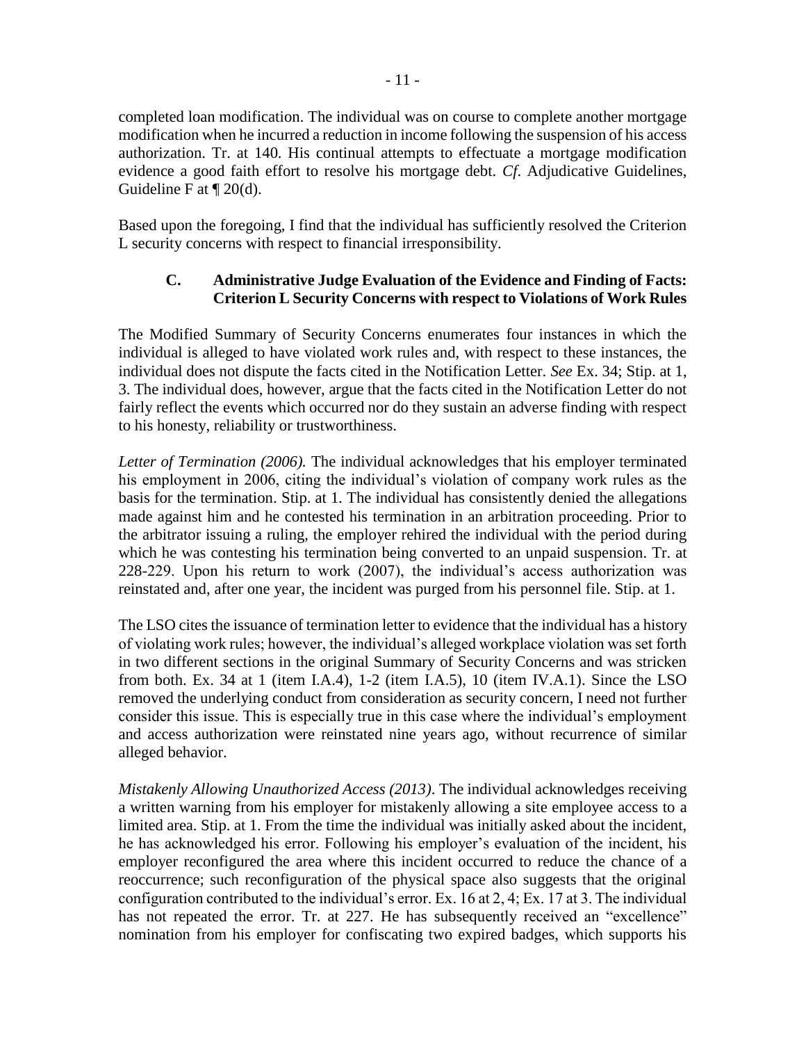completed loan modification. The individual was on course to complete another mortgage modification when he incurred a reduction in income following the suspension of his access authorization. Tr. at 140. His continual attempts to effectuate a mortgage modification evidence a good faith effort to resolve his mortgage debt. *Cf.* Adjudicative Guidelines, Guideline F at ¶ 20(d).

Based upon the foregoing, I find that the individual has sufficiently resolved the Criterion L security concerns with respect to financial irresponsibility.

### C. Administrative Judge Evaluation of the Evidence and Finding of Facts: Criterion L Security Concerns with respect to Violations of Work Rules

The Modified Summary of Security Concerns enumerates four instances in which the individual is alleged to have violated work rules and, with respect to these instances, the individual does not dispute the facts cited in the Notification Letter. *See* Ex. 34; Stip. at 1, 3. The individual does, however, argue that the facts cited in the Notification Letter do not fairly reflect the events which occurred nor do they sustain an adverse finding with respect to his honesty, reliability or trustworthiness.

*Letter of Termination (2006).* The individual acknowledges that his employer terminated his employment in 2006, citing the individual's violation of company work rules as the basis for the termination. Stip. at 1. The individual has consistently denied the allegations made against him and he contested his termination in an arbitration proceeding. Prior to the arbitrator issuing a ruling, the employer rehired the individual with the period during which he was contesting his termination being converted to an unpaid suspension. Tr. at 228-229. Upon his return to work (2007), the individual's access authorization was reinstated and, after one year, the incident was purged from his personnel file. Stip. at 1.

The LSO cites the issuance of termination letter to evidence that the individual has a history of violating work rules; however, the individual's alleged workplace violation was set forth in two different sections in the original Summary of Security Concerns and was stricken from both. Ex. 34 at 1 (item I.A.4), 1-2 (item I.A.5), 10 (item IV.A.1). Since the LSO removed the underlying conduct from consideration as security concern, I need not further consider this issue. This is especially true in this case where the individual's employment and access authorization were reinstated nine years ago, without recurrence of similar alleged behavior.

*Mistakenly Allowing Unauthorized Access (2013)*. The individual acknowledges receiving a written warning from his employer for mistakenly allowing a site employee access to a limited area. Stip. at 1. From the time the individual was initially asked about the incident, he has acknowledged his error. Following his employer's evaluation of the incident, his employer reconfigured the area where this incident occurred to reduce the chance of a reoccurrence; such reconfiguration of the physical space also suggests that the original configuration contributed to the individual's error. Ex. 16 at 2, 4; Ex. 17 at 3. The individual has not repeated the error. Tr. at 227. He has subsequently received an "excellence" nomination from his employer for confiscating two expired badges, which supports his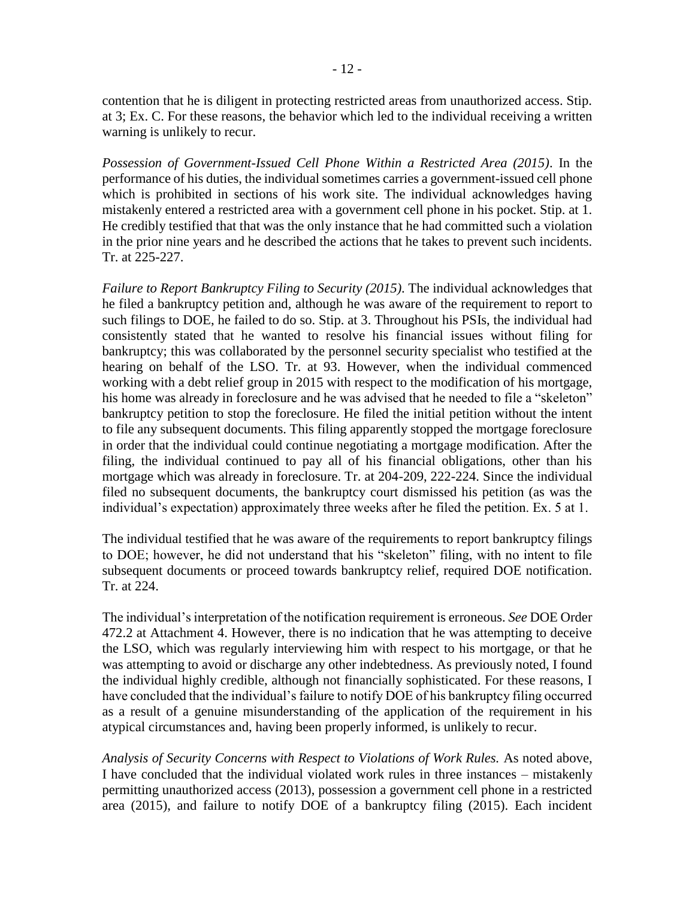contention that he is diligent in protecting restricted areas from unauthorized access. Stip. at 3; Ex. C. For these reasons, the behavior which led to the individual receiving a written warning is unlikely to recur.

*Possession of Government-Issued Cell Phone Within a Restricted Area (2015)*. In the performance of his duties, the individual sometimes carries a government-issued cell phone which is prohibited in sections of his work site. The individual acknowledges having mistakenly entered a restricted area with a government cell phone in his pocket. Stip. at 1. He credibly testified that that was the only instance that he had committed such a violation in the prior nine years and he described the actions that he takes to prevent such incidents. Tr. at 225-227.

*Failure to Report Bankruptcy Filing to Security (2015)*. The individual acknowledges that he filed a bankruptcy petition and, although he was aware of the requirement to report to such filings to DOE, he failed to do so. Stip. at 3. Throughout his PSIs, the individual had consistently stated that he wanted to resolve his financial issues without filing for bankruptcy; this was collaborated by the personnel security specialist who testified at the hearing on behalf of the LSO. Tr. at 93. However, when the individual commenced working with a debt relief group in 2015 with respect to the modification of his mortgage, his home was already in foreclosure and he was advised that he needed to file a "skeleton" bankruptcy petition to stop the foreclosure. He filed the initial petition without the intent to file any subsequent documents. This filing apparently stopped the mortgage foreclosure in order that the individual could continue negotiating a mortgage modification. After the filing, the individual continued to pay all of his financial obligations, other than his mortgage which was already in foreclosure. Tr. at 204-209, 222-224. Since the individual filed no subsequent documents, the bankruptcy court dismissed his petition (as was the individual's expectation) approximately three weeks after he filed the petition. Ex. 5 at 1.

The individual testified that he was aware of the requirements to report bankruptcy filings to DOE; however, he did not understand that his "skeleton" filing, with no intent to file subsequent documents or proceed towards bankruptcy relief, required DOE notification. Tr. at 224.

The individual's interpretation of the notification requirement is erroneous. *See* DOE Order 472.2 at Attachment 4. However, there is no indication that he was attempting to deceive the LSO, which was regularly interviewing him with respect to his mortgage, or that he was attempting to avoid or discharge any other indebtedness. As previously noted, I found the individual highly credible, although not financially sophisticated. For these reasons, I have concluded that the individual's failure to notify DOE of his bankruptcy filing occurred as a result of a genuine misunderstanding of the application of the requirement in his atypical circumstances and, having been properly informed, is unlikely to recur.

*Analysis of Security Concerns with Respect to Violations of Work Rules.* As noted above, I have concluded that the individual violated work rules in three instances – mistakenly permitting unauthorized access (2013), possession a government cell phone in a restricted area (2015), and failure to notify DOE of a bankruptcy filing (2015). Each incident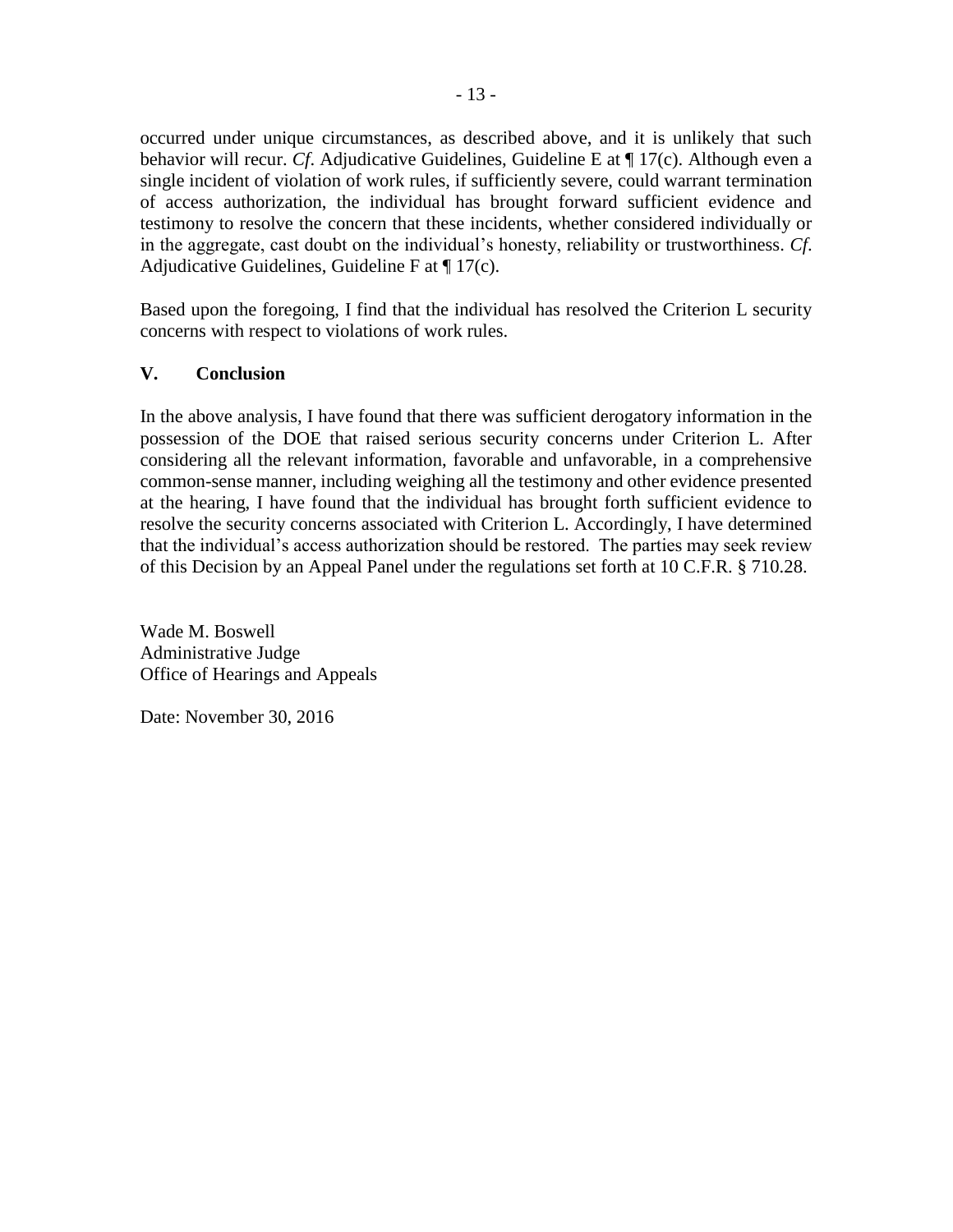occurred under unique circumstances, as described above, and it is unlikely that such behavior will recur. *Cf*. Adjudicative Guidelines, Guideline E at ¶ 17(c). Although even a single incident of violation of work rules, if sufficiently severe, could warrant termination of access authorization, the individual has brought forward sufficient evidence and testimony to resolve the concern that these incidents, whether considered individually or in the aggregate, cast doubt on the individual's honesty, reliability or trustworthiness. *Cf.* Adjudicative Guidelines, Guideline F at ¶ 17(c).

Based upon the foregoing, I find that the individual has resolved the Criterion L security concerns with respect to violations of work rules.

## V. Conclusion

In the above analysis, I have found that there was sufficient derogatory information in the possession of the DOE that raised serious security concerns under Criterion L. After considering all the relevant information, favorable and unfavorable, in a comprehensive common-sense manner, including weighing all the testimony and other evidence presented at the hearing, I have found that the individual has brought forth sufficient evidence to resolve the security concerns associated with Criterion L. Accordingly, I have determined that the individual's access authorization should be restored. The parties may seek review of this Decision by an Appeal Panel under the regulations set forth at 10 C.F.R. § 710.28.

Wade M. Boswell
Administrative Judge
Office of Hearings and Appeals

Date: November 30, 2016